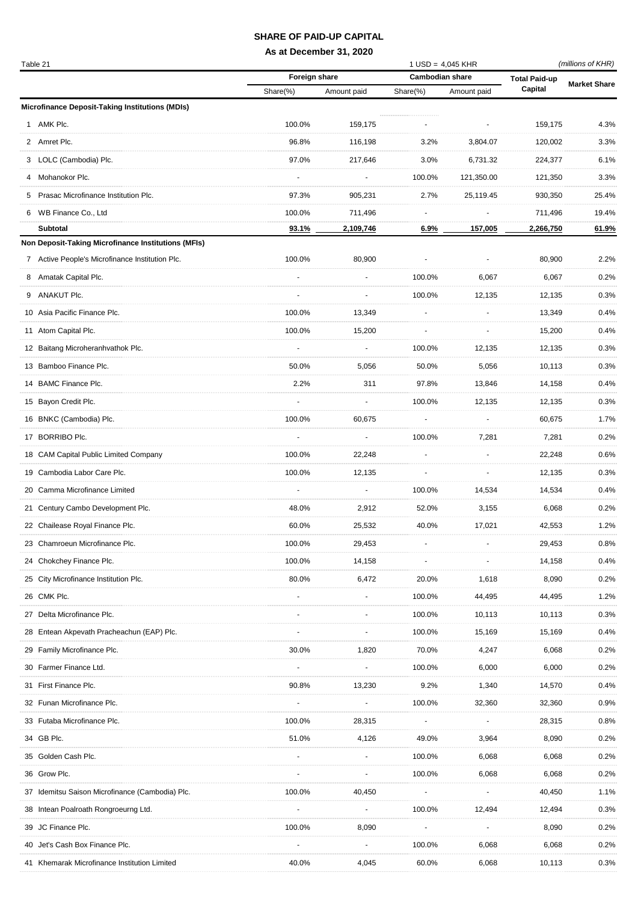# SHARE OF PAID-UP CAPITAL

**As at December 31, 2020**

Table 21 | 1 USD = 4,045 KHR | *(millions of KHR)*

| | Foreign share | | Cambodian share | | Total Paid-up Capital | Market Share |
|---|---|---|---|---|---|---|
| | Share(%) | Amount paid | Share(%) | Amount paid | | |
| **Microfinance Deposit-Taking Institutions (MDIs)** | | | | | | |
| 1 AMK Plc. | 100.0% | 159,175 | - | - | 159,175 | 4.3% |
| 2 Amret Plc. | 96.8% | 116,198 | 3.2% | 3,804.07 | 120,002 | 3.3% |
| 3 LOLC (Cambodia) Plc. | 97.0% | 217,646 | 3.0% | 6,731.32 | 224,377 | 6.1% |
| 4 Mohanokor Plc. | - | - | 100.0% | 121,350.00 | 121,350 | 3.3% |
| 5 Prasac Microfinance Institution Plc. | 97.3% | 905,231 | 2.7% | 25,119.45 | 930,350 | 25.4% |
| 6 WB Finance Co., Ltd | 100.0% | 711,496 | - | - | 711,496 | 19.4% |
| **Subtotal** | **93.1%** | **2,109,746** | **6.9%** | **157,005** | **2,266,750** | **61.9%** |
| **Non Deposit-Taking Microfinance Institutions (MFIs)** | | | | | | |
| 7 Active People's Microfinance Institution Plc. | 100.0% | 80,900 | - | - | 80,900 | 2.2% |
| 8 Amatak Capital Plc. | - | - | 100.0% | 6,067 | 6,067 | 0.2% |
| 9 ANAKUT Plc. | - | - | 100.0% | 12,135 | 12,135 | 0.3% |
| 10 Asia Pacific Finance Plc. | 100.0% | 13,349 | - | - | 13,349 | 0.4% |
| 11 Atom Capital Plc. | 100.0% | 15,200 | - | - | 15,200 | 0.4% |
| 12 Baitang Microheranhvathok Plc. | - | - | 100.0% | 12,135 | 12,135 | 0.3% |
| 13 Bamboo Finance Plc. | 50.0% | 5,056 | 50.0% | 5,056 | 10,113 | 0.3% |
| 14 BAMC Finance Plc. | 2.2% | 311 | 97.8% | 13,846 | 14,158 | 0.4% |
| 15 Bayon Credit Plc. | - | - | 100.0% | 12,135 | 12,135 | 0.3% |
| 16 BNKC (Cambodia) Plc. | 100.0% | 60,675 | - | - | 60,675 | 1.7% |
| 17 BORRIBO Plc. | - | - | 100.0% | 7,281 | 7,281 | 0.2% |
| 18 CAM Capital Public Limited Company | 100.0% | 22,248 | - | - | 22,248 | 0.6% |
| 19 Cambodia Labor Care Plc. | 100.0% | 12,135 | - | - | 12,135 | 0.3% |
| 20 Camma Microfinance Limited | - | - | 100.0% | 14,534 | 14,534 | 0.4% |
| 21 Century Cambo Development Plc. | 48.0% | 2,912 | 52.0% | 3,155 | 6,068 | 0.2% |
| 22 Chailease Royal Finance Plc. | 60.0% | 25,532 | 40.0% | 17,021 | 42,553 | 1.2% |
| 23 Chamroeun Microfinance Plc. | 100.0% | 29,453 | - | - | 29,453 | 0.8% |
| 24 Chokchey Finance Plc. | 100.0% | 14,158 | - | - | 14,158 | 0.4% |
| 25 City Microfinance Institution Plc. | 80.0% | 6,472 | 20.0% | 1,618 | 8,090 | 0.2% |
| 26 CMK Plc. | - | - | 100.0% | 44,495 | 44,495 | 1.2% |
| 27 Delta Microfinance Plc. | - | - | 100.0% | 10,113 | 10,113 | 0.3% |
| 28 Entean Akpevath Pracheachun (EAP) Plc. | - | - | 100.0% | 15,169 | 15,169 | 0.4% |
| 29 Family Microfinance Plc. | 30.0% | 1,820 | 70.0% | 4,247 | 6,068 | 0.2% |
| 30 Farmer Finance Ltd. | - | - | 100.0% | 6,000 | 6,000 | 0.2% |
| 31 First Finance Plc. | 90.8% | 13,230 | 9.2% | 1,340 | 14,570 | 0.4% |
| 32 Funan Microfinance Plc. | - | - | 100.0% | 32,360 | 32,360 | 0.9% |
| 33 Futaba Microfinance Plc. | 100.0% | 28,315 | - | - | 28,315 | 0.8% |
| 34 GB Plc. | 51.0% | 4,126 | 49.0% | 3,964 | 8,090 | 0.2% |
| 35 Golden Cash Plc. | - | - | 100.0% | 6,068 | 6,068 | 0.2% |
| 36 Grow Plc. | - | - | 100.0% | 6,068 | 6,068 | 0.2% |
| 37 Idemitsu Saison Microfinance (Cambodia) Plc. | 100.0% | 40,450 | - | - | 40,450 | 1.1% |
| 38 Intean Poalroath Rongroeurng Ltd. | - | - | 100.0% | 12,494 | 12,494 | 0.3% |
| 39 JC Finance Plc. | 100.0% | 8,090 | - | - | 8,090 | 0.2% |
| 40 Jet's Cash Box Finance Plc. | - | - | 100.0% | 6,068 | 6,068 | 0.2% |
| 41 Khemarak Microfinance Institution Limited | 40.0% | 4,045 | 60.0% | 6,068 | 10,113 | 0.3% |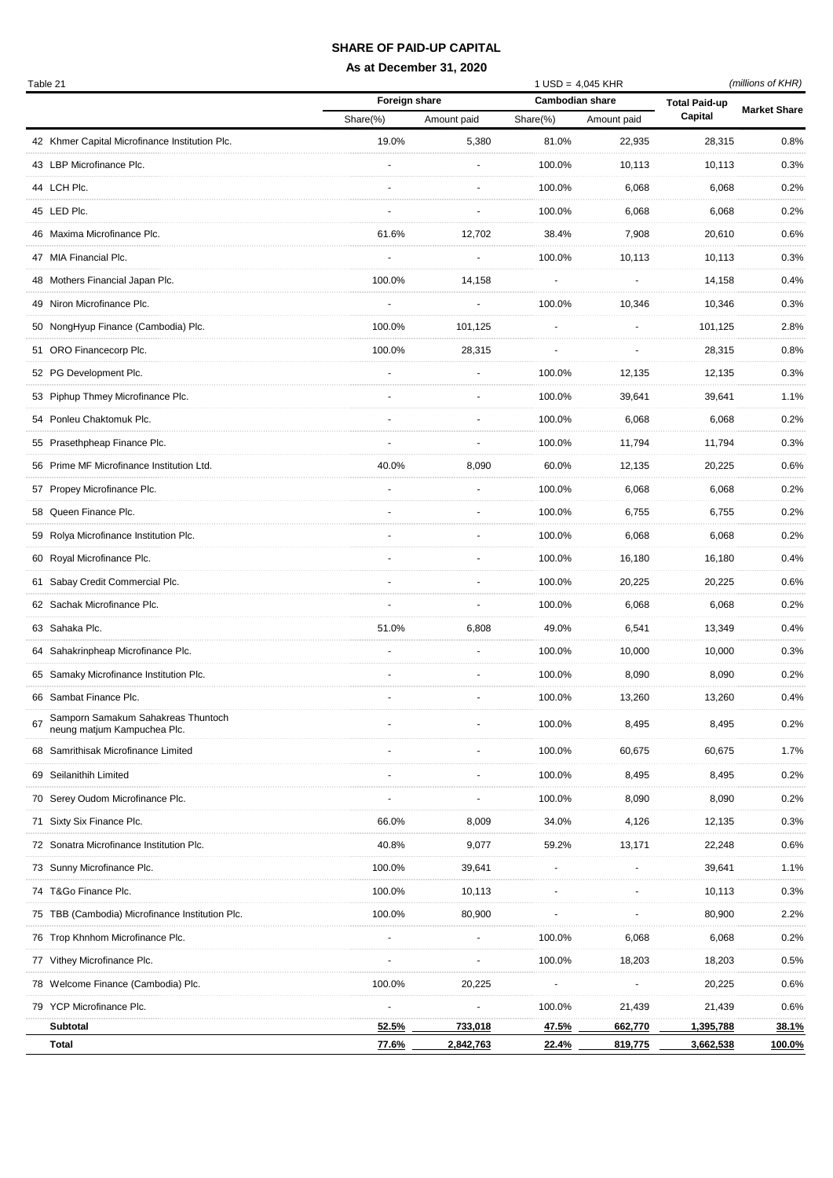**SHARE OF PAID-UP CAPITAL**

**As at December 31, 2020**

Table 21 — 1 USD = 4,045 KHR — *(millions of KHR)*

| | Foreign share | | Cambodian share | | Total Paid-up Capital | Market Share |
|---|---|---|---|---|---|---|
| | Share(%) | Amount paid | Share(%) | Amount paid | | |
| 42 Khmer Capital Microfinance Institution Plc. | 19.0% | 5,380 | 81.0% | 22,935 | 28,315 | 0.8% |
| 43 LBP Microfinance Plc. | - | - | 100.0% | 10,113 | 10,113 | 0.3% |
| 44 LCH Plc. | - | - | 100.0% | 6,068 | 6,068 | 0.2% |
| 45 LED Plc. | - | - | 100.0% | 6,068 | 6,068 | 0.2% |
| 46 Maxima Microfinance Plc. | 61.6% | 12,702 | 38.4% | 7,908 | 20,610 | 0.6% |
| 47 MIA Financial Plc. | - | - | 100.0% | 10,113 | 10,113 | 0.3% |
| 48 Mothers Financial Japan Plc. | 100.0% | 14,158 | - | - | 14,158 | 0.4% |
| 49 Niron Microfinance Plc. | - | - | 100.0% | 10,346 | 10,346 | 0.3% |
| 50 NongHyup Finance (Cambodia) Plc. | 100.0% | 101,125 | - | - | 101,125 | 2.8% |
| 51 ORO Financecorp Plc. | 100.0% | 28,315 | - | - | 28,315 | 0.8% |
| 52 PG Development Plc. | - | - | 100.0% | 12,135 | 12,135 | 0.3% |
| 53 Piphup Thmey Microfinance Plc. | - | - | 100.0% | 39,641 | 39,641 | 1.1% |
| 54 Ponleu Chaktomuk Plc. | - | - | 100.0% | 6,068 | 6,068 | 0.2% |
| 55 Prasethpheap Finance Plc. | - | - | 100.0% | 11,794 | 11,794 | 0.3% |
| 56 Prime MF Microfinance Institution Ltd. | 40.0% | 8,090 | 60.0% | 12,135 | 20,225 | 0.6% |
| 57 Propey Microfinance Plc. | - | - | 100.0% | 6,068 | 6,068 | 0.2% |
| 58 Queen Finance Plc. | - | - | 100.0% | 6,755 | 6,755 | 0.2% |
| 59 Rolya Microfinance Institution Plc. | - | - | 100.0% | 6,068 | 6,068 | 0.2% |
| 60 Royal Microfinance Plc. | - | - | 100.0% | 16,180 | 16,180 | 0.4% |
| 61 Sabay Credit Commercial Plc. | - | - | 100.0% | 20,225 | 20,225 | 0.6% |
| 62 Sachak Microfinance Plc. | - | - | 100.0% | 6,068 | 6,068 | 0.2% |
| 63 Sahaka Plc. | 51.0% | 6,808 | 49.0% | 6,541 | 13,349 | 0.4% |
| 64 Sahakrinpheap Microfinance Plc. | - | - | 100.0% | 10,000 | 10,000 | 0.3% |
| 65 Samaky Microfinance Institution Plc. | - | - | 100.0% | 8,090 | 8,090 | 0.2% |
| 66 Sambat Finance Plc. | - | - | 100.0% | 13,260 | 13,260 | 0.4% |
| 67 Samporn Samakum Sahakreas Thuntoch neung matjum Kampuchea Plc. | - | - | 100.0% | 8,495 | 8,495 | 0.2% |
| 68 Samrithisak Microfinance Limited | - | - | 100.0% | 60,675 | 60,675 | 1.7% |
| 69 Seilanithih Limited | - | - | 100.0% | 8,495 | 8,495 | 0.2% |
| 70 Serey Oudom Microfinance Plc. | - | - | 100.0% | 8,090 | 8,090 | 0.2% |
| 71 Sixty Six Finance Plc. | 66.0% | 8,009 | 34.0% | 4,126 | 12,135 | 0.3% |
| 72 Sonatra Microfinance Institution Plc. | 40.8% | 9,077 | 59.2% | 13,171 | 22,248 | 0.6% |
| 73 Sunny Microfinance Plc. | 100.0% | 39,641 | - | - | 39,641 | 1.1% |
| 74 T&Go Finance Plc. | 100.0% | 10,113 | - | - | 10,113 | 0.3% |
| 75 TBB (Cambodia) Microfinance Institution Plc. | 100.0% | 80,900 | - | - | 80,900 | 2.2% |
| 76 Trop Khnhom Microfinance Plc. | - | - | 100.0% | 6,068 | 6,068 | 0.2% |
| 77 Vithey Microfinance Plc. | - | - | 100.0% | 18,203 | 18,203 | 0.5% |
| 78 Welcome Finance (Cambodia) Plc. | 100.0% | 20,225 | - | - | 20,225 | 0.6% |
| 79 YCP Microfinance Plc. | - | - | 100.0% | 21,439 | 21,439 | 0.6% |
| **Subtotal** | **52.5%** | **733,018** | **47.5%** | **662,770** | **1,395,788** | **38.1%** |
| **Total** | **77.6%** | **2,842,763** | **22.4%** | **819,775** | **3,662,538** | **100.0%** |